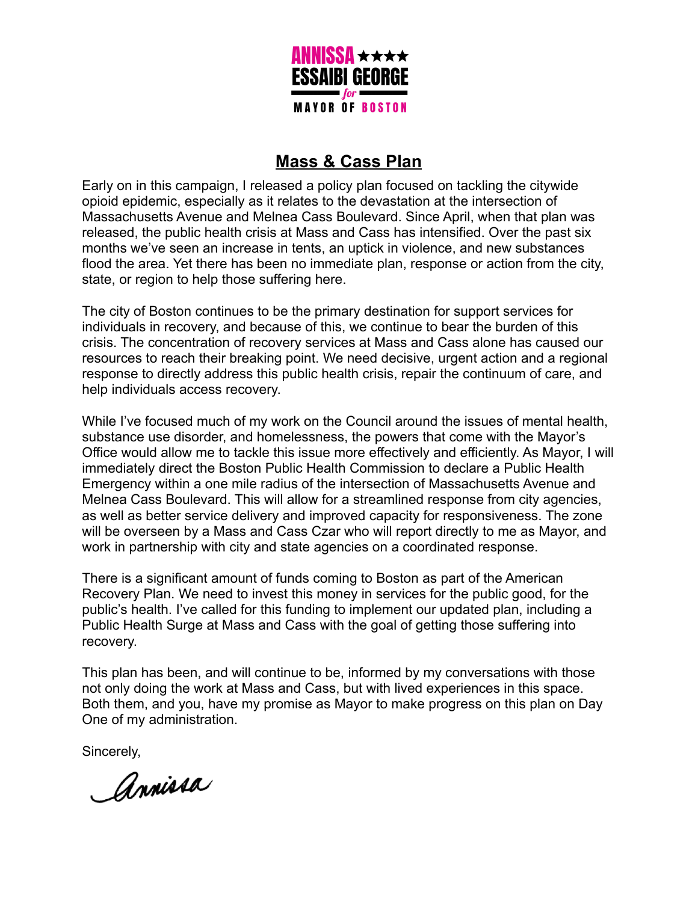ANNISSA ★★★★
ESSAIBI GEORGE
*for*
MAYOR OF BOSTON

## Mass & Cass Plan

Early on in this campaign, I released a policy plan focused on tackling the citywide opioid epidemic, especially as it relates to the devastation at the intersection of Massachusetts Avenue and Melnea Cass Boulevard. Since April, when that plan was released, the public health crisis at Mass and Cass has intensified. Over the past six months we've seen an increase in tents, an uptick in violence, and new substances flood the area. Yet there has been no immediate plan, response or action from the city, state, or region to help those suffering here.

The city of Boston continues to be the primary destination for support services for individuals in recovery, and because of this, we continue to bear the burden of this crisis. The concentration of recovery services at Mass and Cass alone has caused our resources to reach their breaking point. We need decisive, urgent action and a regional response to directly address this public health crisis, repair the continuum of care, and help individuals access recovery.

While I've focused much of my work on the Council around the issues of mental health, substance use disorder, and homelessness, the powers that come with the Mayor's Office would allow me to tackle this issue more effectively and efficiently. As Mayor, I will immediately direct the Boston Public Health Commission to declare a Public Health Emergency within a one mile radius of the intersection of Massachusetts Avenue and Melnea Cass Boulevard. This will allow for a streamlined response from city agencies, as well as better service delivery and improved capacity for responsiveness. The zone will be overseen by a Mass and Cass Czar who will report directly to me as Mayor, and work in partnership with city and state agencies on a coordinated response.

There is a significant amount of funds coming to Boston as part of the American Recovery Plan. We need to invest this money in services for the public good, for the public's health. I've called for this funding to implement our updated plan, including a Public Health Surge at Mass and Cass with the goal of getting those suffering into recovery.

This plan has been, and will continue to be, informed by my conversations with those not only doing the work at Mass and Cass, but with lived experiences in this space. Both them, and you, have my promise as Mayor to make progress on this plan on Day One of my administration.

Sincerely,

Annissa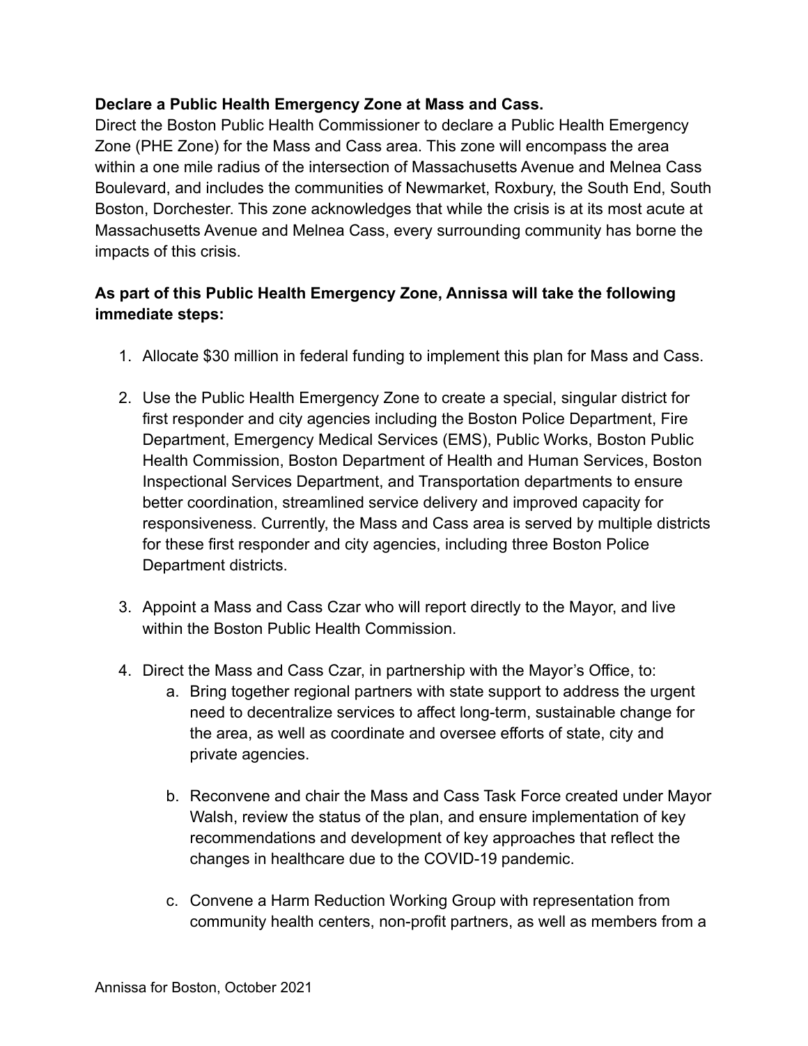**Declare a Public Health Emergency Zone at Mass and Cass.**
Direct the Boston Public Health Commissioner to declare a Public Health Emergency Zone (PHE Zone) for the Mass and Cass area. This zone will encompass the area within a one mile radius of the intersection of Massachusetts Avenue and Melnea Cass Boulevard, and includes the communities of Newmarket, Roxbury, the South End, South Boston, Dorchester. This zone acknowledges that while the crisis is at its most acute at Massachusetts Avenue and Melnea Cass, every surrounding community has borne the impacts of this crisis.

**As part of this Public Health Emergency Zone, Annissa will take the following immediate steps:**

1. Allocate $30 million in federal funding to implement this plan for Mass and Cass.

2. Use the Public Health Emergency Zone to create a special, singular district for first responder and city agencies including the Boston Police Department, Fire Department, Emergency Medical Services (EMS), Public Works, Boston Public Health Commission, Boston Department of Health and Human Services, Boston Inspectional Services Department, and Transportation departments to ensure better coordination, streamlined service delivery and improved capacity for responsiveness. Currently, the Mass and Cass area is served by multiple districts for these first responder and city agencies, including three Boston Police Department districts.

3. Appoint a Mass and Cass Czar who will report directly to the Mayor, and live within the Boston Public Health Commission.

4. Direct the Mass and Cass Czar, in partnership with the Mayor's Office, to:
   a. Bring together regional partners with state support to address the urgent need to decentralize services to affect long-term, sustainable change for the area, as well as coordinate and oversee efforts of state, city and private agencies.

   b. Reconvene and chair the Mass and Cass Task Force created under Mayor Walsh, review the status of the plan, and ensure implementation of key recommendations and development of key approaches that reflect the changes in healthcare due to the COVID-19 pandemic.

   c. Convene a Harm Reduction Working Group with representation from community health centers, non-profit partners, as well as members from a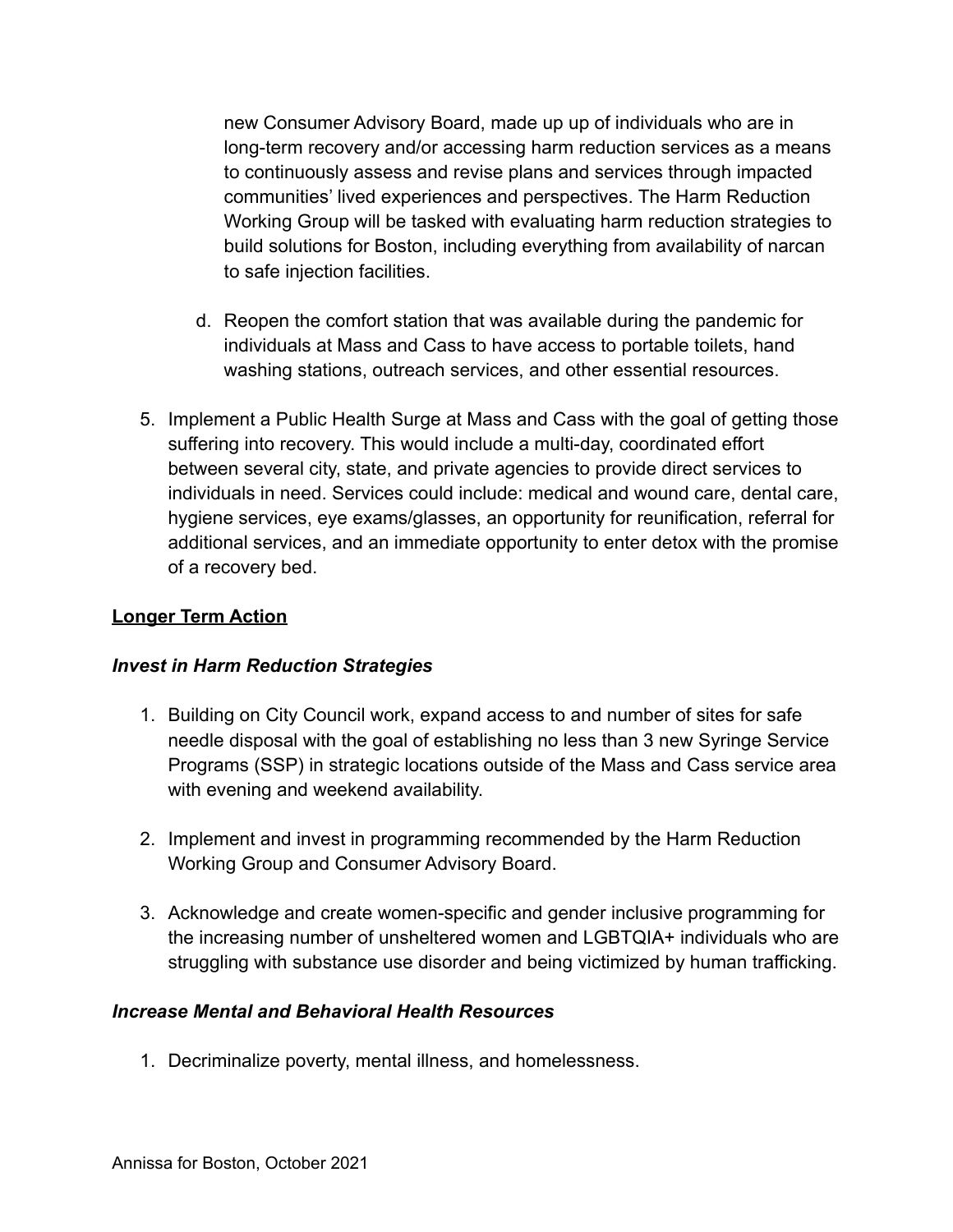new Consumer Advisory Board, made up up of individuals who are in long-term recovery and/or accessing harm reduction services as a means to continuously assess and revise plans and services through impacted communities' lived experiences and perspectives. The Harm Reduction Working Group will be tasked with evaluating harm reduction strategies to build solutions for Boston, including everything from availability of narcan to safe injection facilities.

   d. Reopen the comfort station that was available during the pandemic for individuals at Mass and Cass to have access to portable toilets, hand washing stations, outreach services, and other essential resources.

5. Implement a Public Health Surge at Mass and Cass with the goal of getting those suffering into recovery. This would include a multi-day, coordinated effort between several city, state, and private agencies to provide direct services to individuals in need. Services could include: medical and wound care, dental care, hygiene services, eye exams/glasses, an opportunity for reunification, referral for additional services, and an immediate opportunity to enter detox with the promise of a recovery bed.

<u>**Longer Term Action**</u>

***Invest in Harm Reduction Strategies***

1. Building on City Council work, expand access to and number of sites for safe needle disposal with the goal of establishing no less than 3 new Syringe Service Programs (SSP) in strategic locations outside of the Mass and Cass service area with evening and weekend availability.

2. Implement and invest in programming recommended by the Harm Reduction Working Group and Consumer Advisory Board.

3. Acknowledge and create women-specific and gender inclusive programming for the increasing number of unsheltered women and LGBTQIA+ individuals who are struggling with substance use disorder and being victimized by human trafficking.

***Increase Mental and Behavioral Health Resources***

1. Decriminalize poverty, mental illness, and homelessness.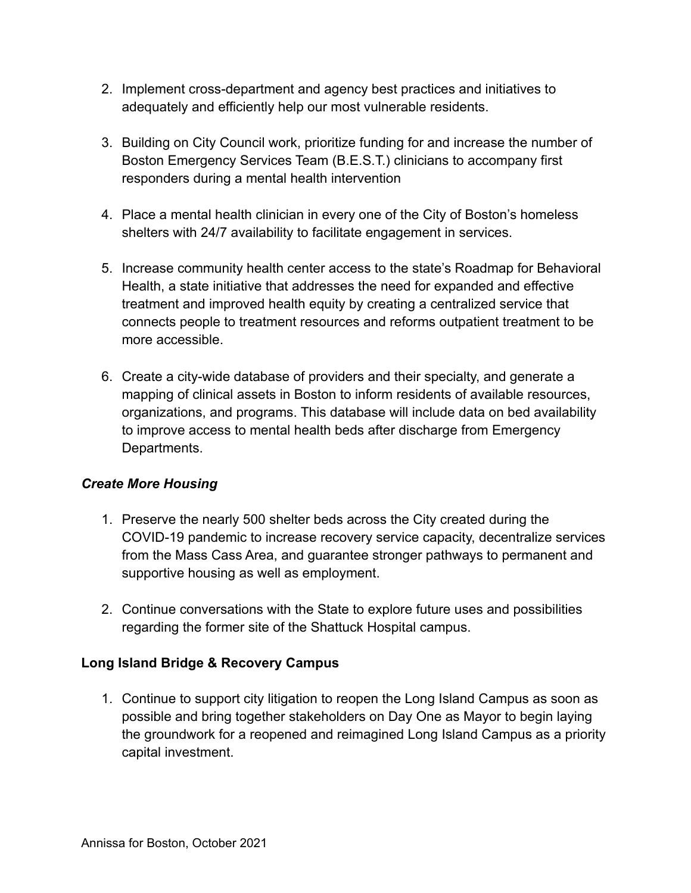2. Implement cross-department and agency best practices and initiatives to adequately and efficiently help our most vulnerable residents.

3. Building on City Council work, prioritize funding for and increase the number of Boston Emergency Services Team (B.E.S.T.) clinicians to accompany first responders during a mental health intervention

4. Place a mental health clinician in every one of the City of Boston's homeless shelters with 24/7 availability to facilitate engagement in services.

5. Increase community health center access to the state's Roadmap for Behavioral Health, a state initiative that addresses the need for expanded and effective treatment and improved health equity by creating a centralized service that connects people to treatment resources and reforms outpatient treatment to be more accessible.

6. Create a city-wide database of providers and their specialty, and generate a mapping of clinical assets in Boston to inform residents of available resources, organizations, and programs. This database will include data on bed availability to improve access to mental health beds after discharge from Emergency Departments.

***Create More Housing***

1. Preserve the nearly 500 shelter beds across the City created during the COVID-19 pandemic to increase recovery service capacity, decentralize services from the Mass Cass Area, and guarantee stronger pathways to permanent and supportive housing as well as employment.

2. Continue conversations with the State to explore future uses and possibilities regarding the former site of the Shattuck Hospital campus.

**Long Island Bridge & Recovery Campus**

1. Continue to support city litigation to reopen the Long Island Campus as soon as possible and bring together stakeholders on Day One as Mayor to begin laying the groundwork for a reopened and reimagined Long Island Campus as a priority capital investment.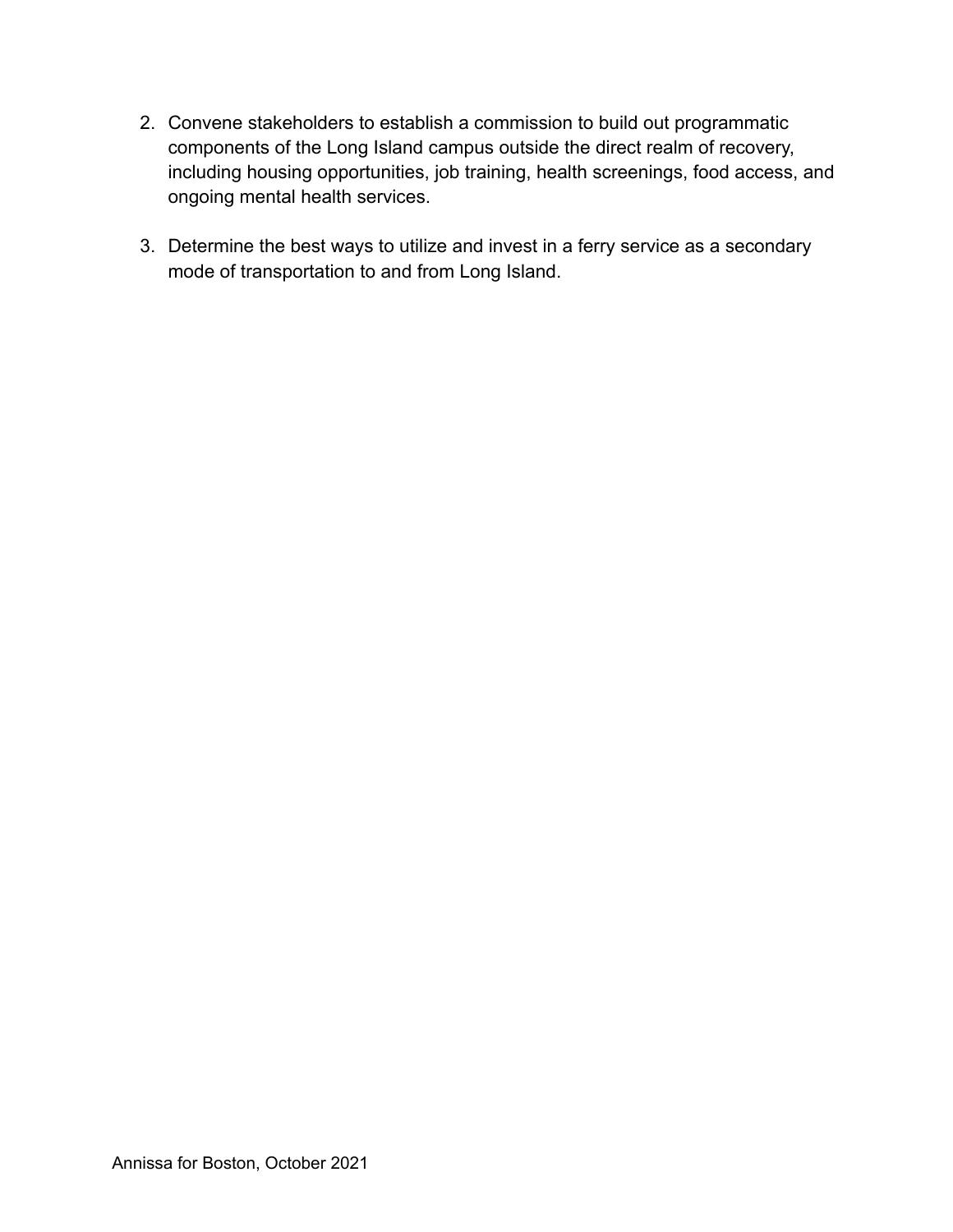2. Convene stakeholders to establish a commission to build out programmatic components of the Long Island campus outside the direct realm of recovery, including housing opportunities, job training, health screenings, food access, and ongoing mental health services.

3. Determine the best ways to utilize and invest in a ferry service as a secondary mode of transportation to and from Long Island.